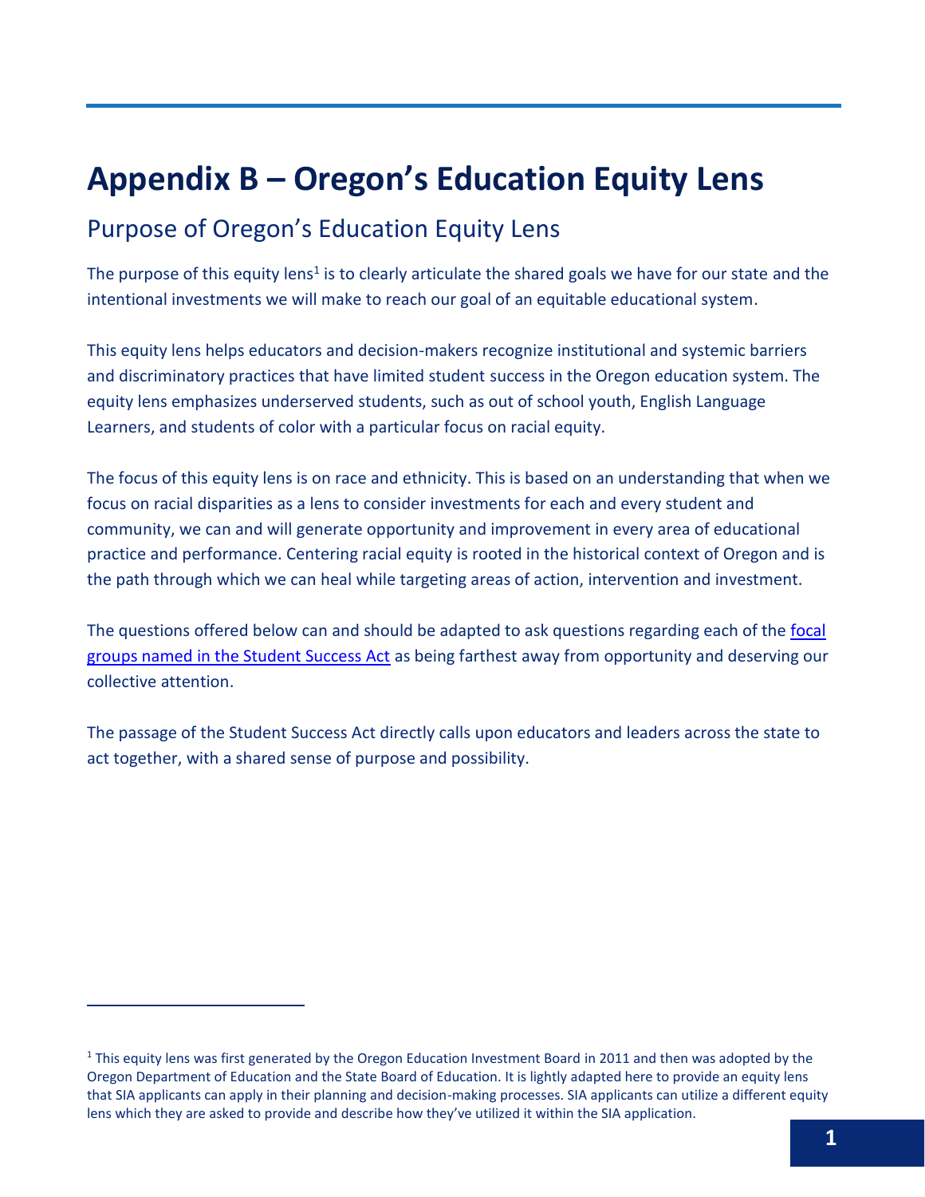# Appendix B – Oregon's Education Equity Lens

## Purpose of Oregon's Education Equity Lens

The purpose of this equity lens[1] is to clearly articulate the shared goals we have for our state and the intentional investments we will make to reach our goal of an equitable educational system.

This equity lens helps educators and decision-makers recognize institutional and systemic barriers and discriminatory practices that have limited student success in the Oregon education system. The equity lens emphasizes underserved students, such as out of school youth, English Language Learners, and students of color with a particular focus on racial equity.

The focus of this equity lens is on race and ethnicity. This is based on an understanding that when we focus on racial disparities as a lens to consider investments for each and every student and community, we can and will generate opportunity and improvement in every area of educational practice and performance. Centering racial equity is rooted in the historical context of Oregon and is the path through which we can heal while targeting areas of action, intervention and investment.

The questions offered below can and should be adapted to ask questions regarding each of the focal groups named in the Student Success Act as being farthest away from opportunity and deserving our collective attention.

The passage of the Student Success Act directly calls upon educators and leaders across the state to act together, with a shared sense of purpose and possibility.

---

[1] This equity lens was first generated by the Oregon Education Investment Board in 2011 and then was adopted by the Oregon Department of Education and the State Board of Education. It is lightly adapted here to provide an equity lens that SIA applicants can apply in their planning and decision-making processes. SIA applicants can utilize a different equity lens which they are asked to provide and describe how they've utilized it within the SIA application.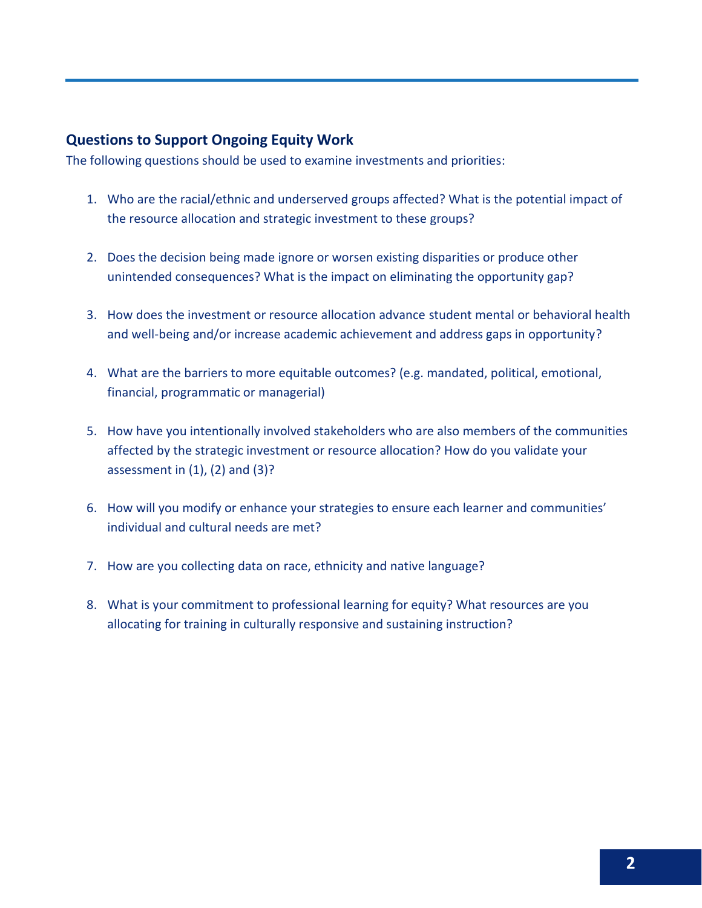### Questions to Support Ongoing Equity Work

The following questions should be used to examine investments and priorities:

1. Who are the racial/ethnic and underserved groups affected? What is the potential impact of the resource allocation and strategic investment to these groups?

2. Does the decision being made ignore or worsen existing disparities or produce other unintended consequences? What is the impact on eliminating the opportunity gap?

3. How does the investment or resource allocation advance student mental or behavioral health and well-being and/or increase academic achievement and address gaps in opportunity?

4. What are the barriers to more equitable outcomes? (e.g. mandated, political, emotional, financial, programmatic or managerial)

5. How have you intentionally involved stakeholders who are also members of the communities affected by the strategic investment or resource allocation? How do you validate your assessment in (1), (2) and (3)?

6. How will you modify or enhance your strategies to ensure each learner and communities' individual and cultural needs are met?

7. How are you collecting data on race, ethnicity and native language?

8. What is your commitment to professional learning for equity? What resources are you allocating for training in culturally responsive and sustaining instruction?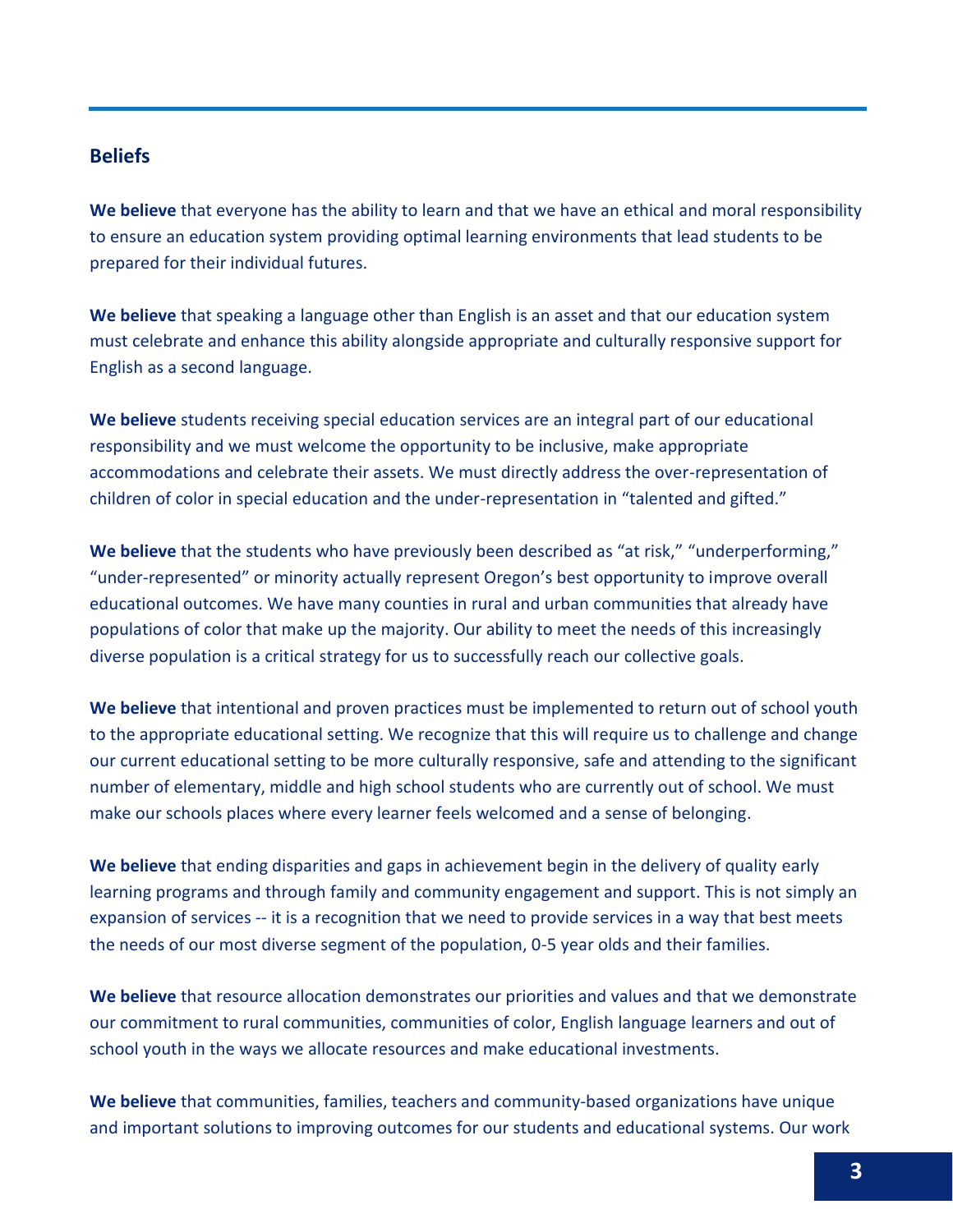## Beliefs

**We believe** that everyone has the ability to learn and that we have an ethical and moral responsibility to ensure an education system providing optimal learning environments that lead students to be prepared for their individual futures.

**We believe** that speaking a language other than English is an asset and that our education system must celebrate and enhance this ability alongside appropriate and culturally responsive support for English as a second language.

**We believe** students receiving special education services are an integral part of our educational responsibility and we must welcome the opportunity to be inclusive, make appropriate accommodations and celebrate their assets. We must directly address the over-representation of children of color in special education and the under-representation in "talented and gifted."

**We believe** that the students who have previously been described as "at risk," "underperforming," "under-represented" or minority actually represent Oregon's best opportunity to improve overall educational outcomes. We have many counties in rural and urban communities that already have populations of color that make up the majority. Our ability to meet the needs of this increasingly diverse population is a critical strategy for us to successfully reach our collective goals.

**We believe** that intentional and proven practices must be implemented to return out of school youth to the appropriate educational setting. We recognize that this will require us to challenge and change our current educational setting to be more culturally responsive, safe and attending to the significant number of elementary, middle and high school students who are currently out of school. We must make our schools places where every learner feels welcomed and a sense of belonging.

**We believe** that ending disparities and gaps in achievement begin in the delivery of quality early learning programs and through family and community engagement and support. This is not simply an expansion of services -- it is a recognition that we need to provide services in a way that best meets the needs of our most diverse segment of the population, 0-5 year olds and their families.

**We believe** that resource allocation demonstrates our priorities and values and that we demonstrate our commitment to rural communities, communities of color, English language learners and out of school youth in the ways we allocate resources and make educational investments.

**We believe** that communities, families, teachers and community-based organizations have unique and important solutions to improving outcomes for our students and educational systems. Our work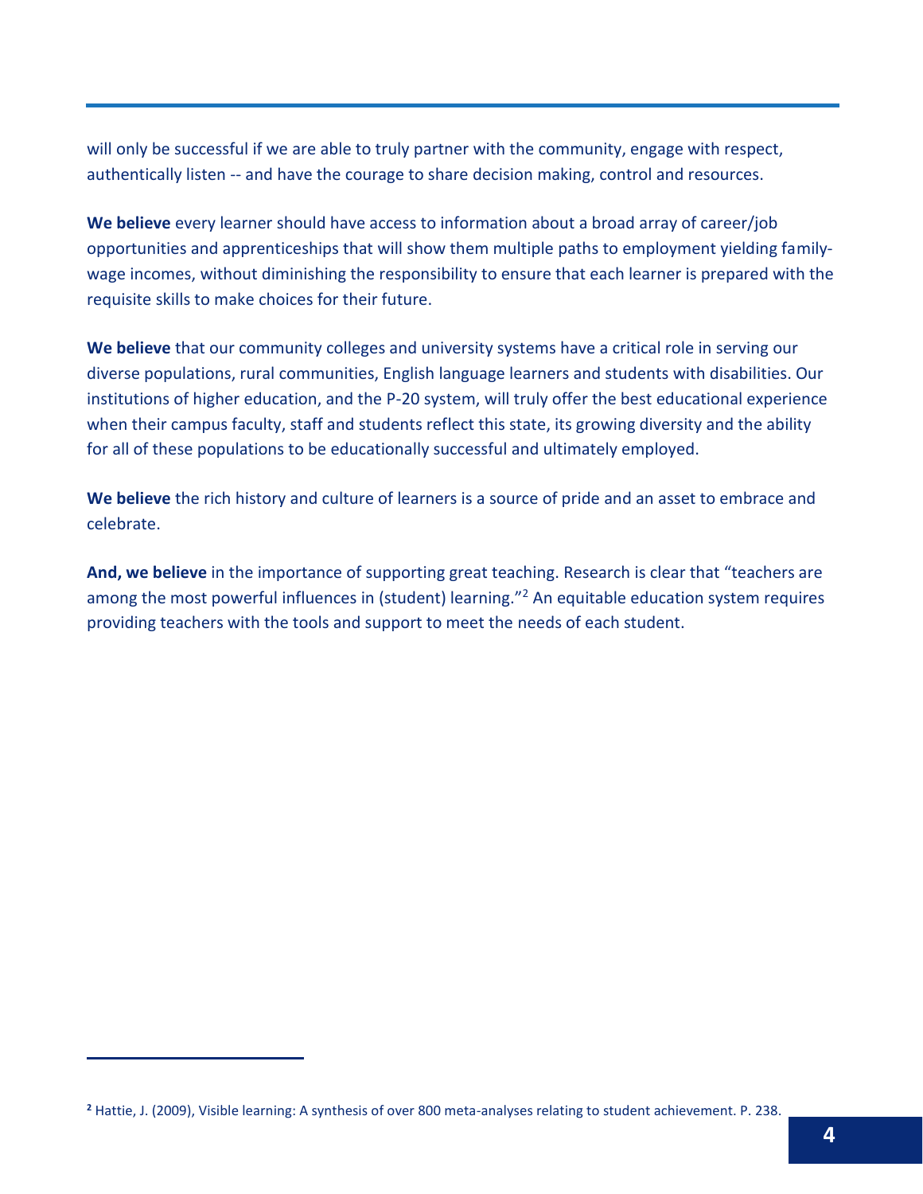will only be successful if we are able to truly partner with the community, engage with respect, authentically listen -- and have the courage to share decision making, control and resources.

**We believe** every learner should have access to information about a broad array of career/job opportunities and apprenticeships that will show them multiple paths to employment yielding family-wage incomes, without diminishing the responsibility to ensure that each learner is prepared with the requisite skills to make choices for their future.

**We believe** that our community colleges and university systems have a critical role in serving our diverse populations, rural communities, English language learners and students with disabilities. Our institutions of higher education, and the P-20 system, will truly offer the best educational experience when their campus faculty, staff and students reflect this state, its growing diversity and the ability for all of these populations to be educationally successful and ultimately employed.

**We believe** the rich history and culture of learners is a source of pride and an asset to embrace and celebrate.

**And, we believe** in the importance of supporting great teaching. Research is clear that "teachers are among the most powerful influences in (student) learning."[2] An equitable education system requires providing teachers with the tools and support to meet the needs of each student.

---

[2] Hattie, J. (2009), Visible learning: A synthesis of over 800 meta-analyses relating to student achievement. P. 238.